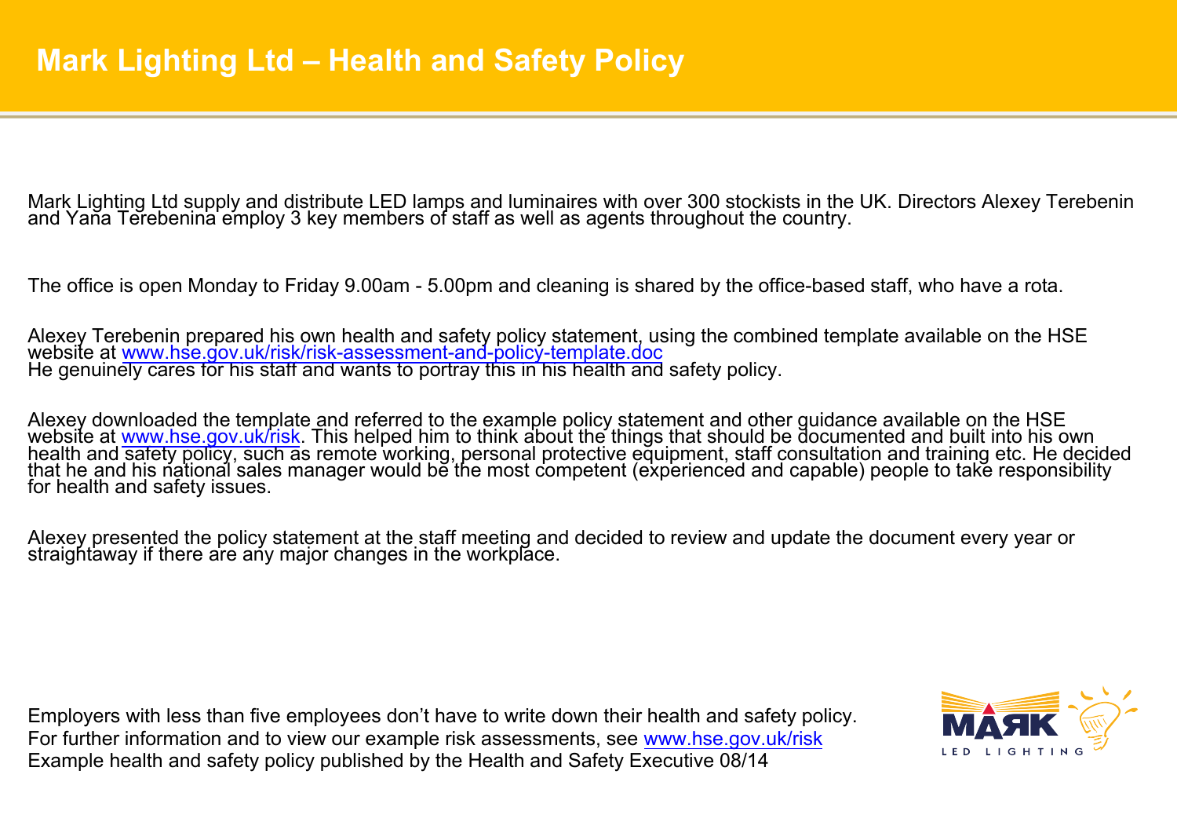# Mark Lighting Ltd – Health and Safety Policy

Mark Lighting Ltd supply and distribute LED lamps and luminaires with over 300 stockists in the UK. Directors Alexey Terebenin and Yana Terebenina employ 3 key members of staff as well as agents throughout the country.

The office is open Monday to Friday 9.00am - 5.00pm and cleaning is shared by the office-based staff, who have a rota.

Alexey Terebenin prepared his own health and safety policy statement, using the combined template available on the HSE website at www.hse.gov.uk/risk/risk-assessment-and-policy-template.doc
He genuinely cares for his staff and wants to portray this in his health and safety policy.

Alexey downloaded the template and referred to the example policy statement and other guidance available on the HSE website at www.hse.gov.uk/risk. This helped him to think about the things that should be documented and built into his own health and safety policy, such as remote working, personal protective equipment, staff consultation and training etc. He decided that he and his national sales manager would be the most competent (experienced and capable) people to take responsibility for health and safety issues.

Alexey presented the policy statement at the staff meeting and decided to review and update the document every year or straightaway if there are any major changes in the workplace.

Employers with less than five employees don't have to write down their health and safety policy.
For further information and to view our example risk assessments, see www.hse.gov.uk/risk
Example health and safety policy published by the Health and Safety Executive 08/14

MARK LED LIGHTING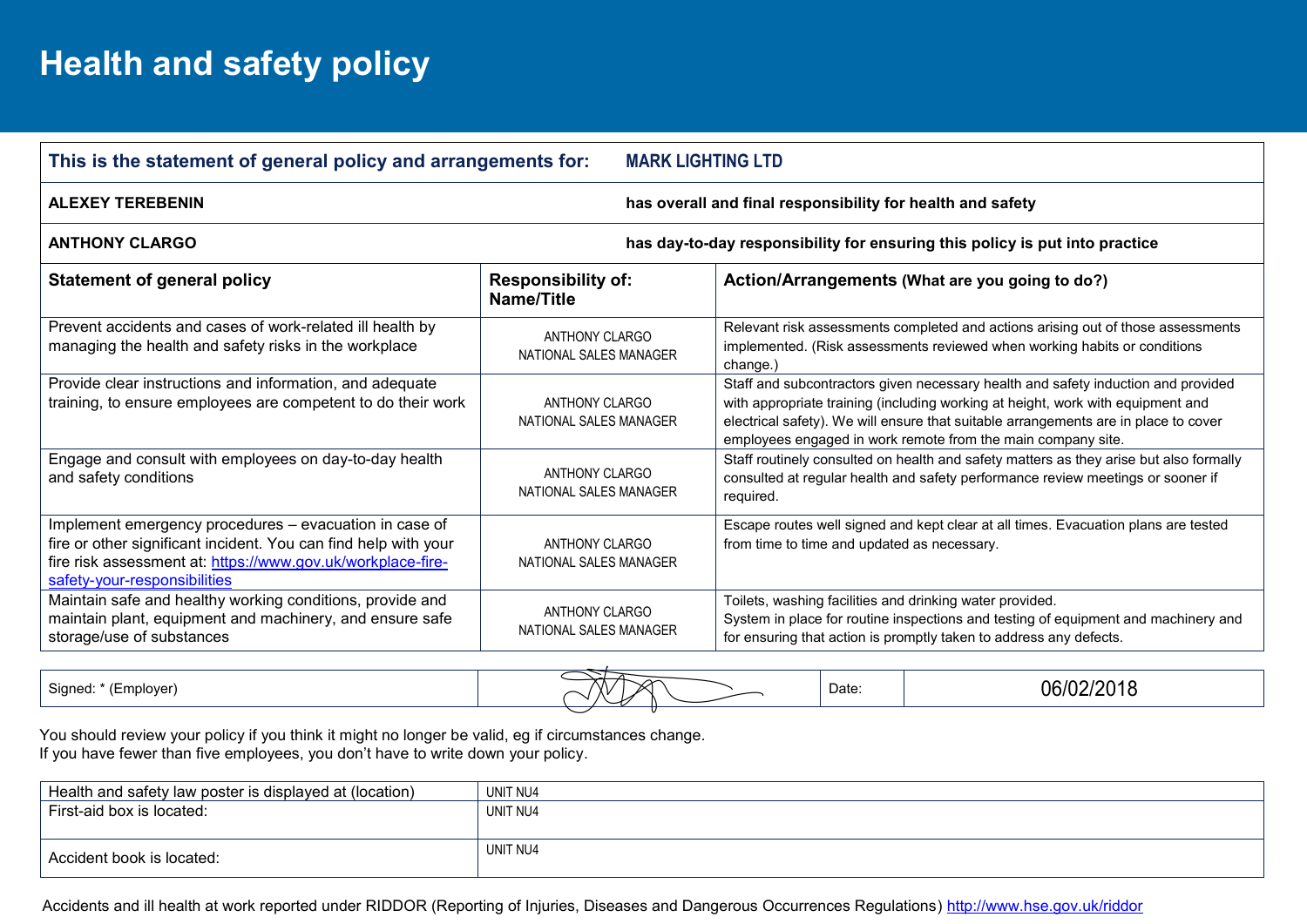# Health and safety policy

| | |
|---|---|
| **This is the statement of general policy and arrangements for:** | **MARK LIGHTING LTD** |
| **ALEXEY TEREBENIN** | **has overall and final responsibility for health and safety** |
| **ANTHONY CLARGO** | **has day-to-day responsibility for ensuring this policy is put into practice** |

| **Statement of general policy** | **Responsibility of: Name/Title** | **Action/Arrangements (What are you going to do?)** |
|---|---|---|
| Prevent accidents and cases of work-related ill health by managing the health and safety risks in the workplace | ANTHONY CLARGO NATIONAL SALES MANAGER | Relevant risk assessments completed and actions arising out of those assessments implemented. (Risk assessments reviewed when working habits or conditions change.) |
| Provide clear instructions and information, and adequate training, to ensure employees are competent to do their work | ANTHONY CLARGO NATIONAL SALES MANAGER | Staff and subcontractors given necessary health and safety induction and provided with appropriate training (including working at height, work with equipment and electrical safety). We will ensure that suitable arrangements are in place to cover employees engaged in work remote from the main company site. |
| Engage and consult with employees on day-to-day health and safety conditions | ANTHONY CLARGO NATIONAL SALES MANAGER | Staff routinely consulted on health and safety matters as they arise but also formally consulted at regular health and safety performance review meetings or sooner if required. |
| Implement emergency procedures – evacuation in case of fire or other significant incident. You can find help with your fire risk assessment at: https://www.gov.uk/workplace-fire-safety-your-responsibilities | ANTHONY CLARGO NATIONAL SALES MANAGER | Escape routes well signed and kept clear at all times. Evacuation plans are tested from time to time and updated as necessary. |
| Maintain safe and healthy working conditions, provide and maintain plant, equipment and machinery, and ensure safe storage/use of substances | ANTHONY CLARGO NATIONAL SALES MANAGER | Toilets, washing facilities and drinking water provided. System in place for routine inspections and testing of equipment and machinery and for ensuring that action is promptly taken to address any defects. |

| | | | |
|---|---|---|---|
| Signed: * (Employer) | [signature] | Date: | 06/02/2018 |

You should review your policy if you think it might no longer be valid, eg if circumstances change.
If you have fewer than five employees, you don't have to write down your policy.

| | |
|---|---|
| Health and safety law poster is displayed at (location) | UNIT NU4 |
| First-aid box is located: | UNIT NU4 |
| Accident book is located: | UNIT NU4 |

Accidents and ill health at work reported under RIDDOR (Reporting of Injuries, Diseases and Dangerous Occurrences Regulations) http://www.hse.gov.uk/riddor